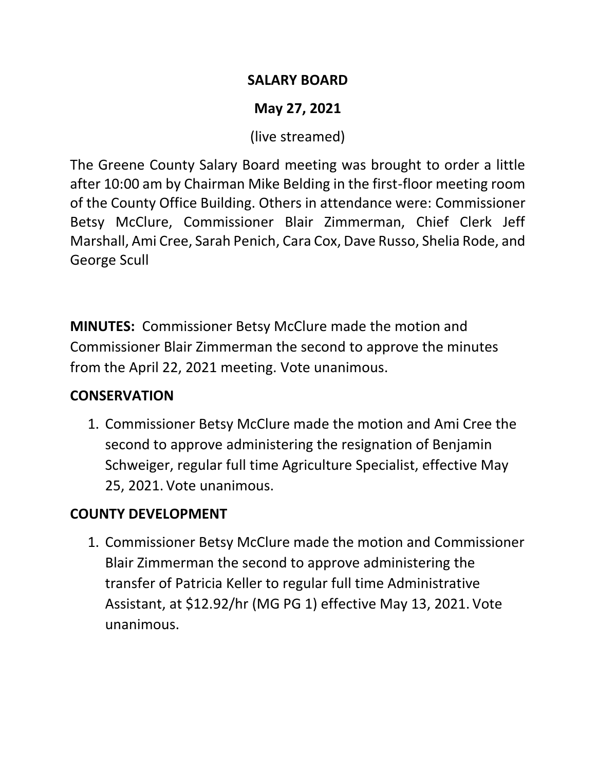# SALARY BOARD

## May 27, 2021

(live streamed)

The Greene County Salary Board meeting was brought to order a little after 10:00 am by Chairman Mike Belding in the first-floor meeting room of the County Office Building. Others in attendance were: Commissioner Betsy McClure, Commissioner Blair Zimmerman, Chief Clerk Jeff Marshall, Ami Cree, Sarah Penich, Cara Cox, Dave Russo, Shelia Rode, and George Scull

**MINUTES:** Commissioner Betsy McClure made the motion and Commissioner Blair Zimmerman the second to approve the minutes from the April 22, 2021 meeting. Vote unanimous.

**CONSERVATION**

1. Commissioner Betsy McClure made the motion and Ami Cree the second to approve administering the resignation of Benjamin Schweiger, regular full time Agriculture Specialist, effective May 25, 2021. Vote unanimous.

**COUNTY DEVELOPMENT**

1. Commissioner Betsy McClure made the motion and Commissioner Blair Zimmerman the second to approve administering the transfer of Patricia Keller to regular full time Administrative Assistant, at $12.92/hr (MG PG 1) effective May 13, 2021. Vote unanimous.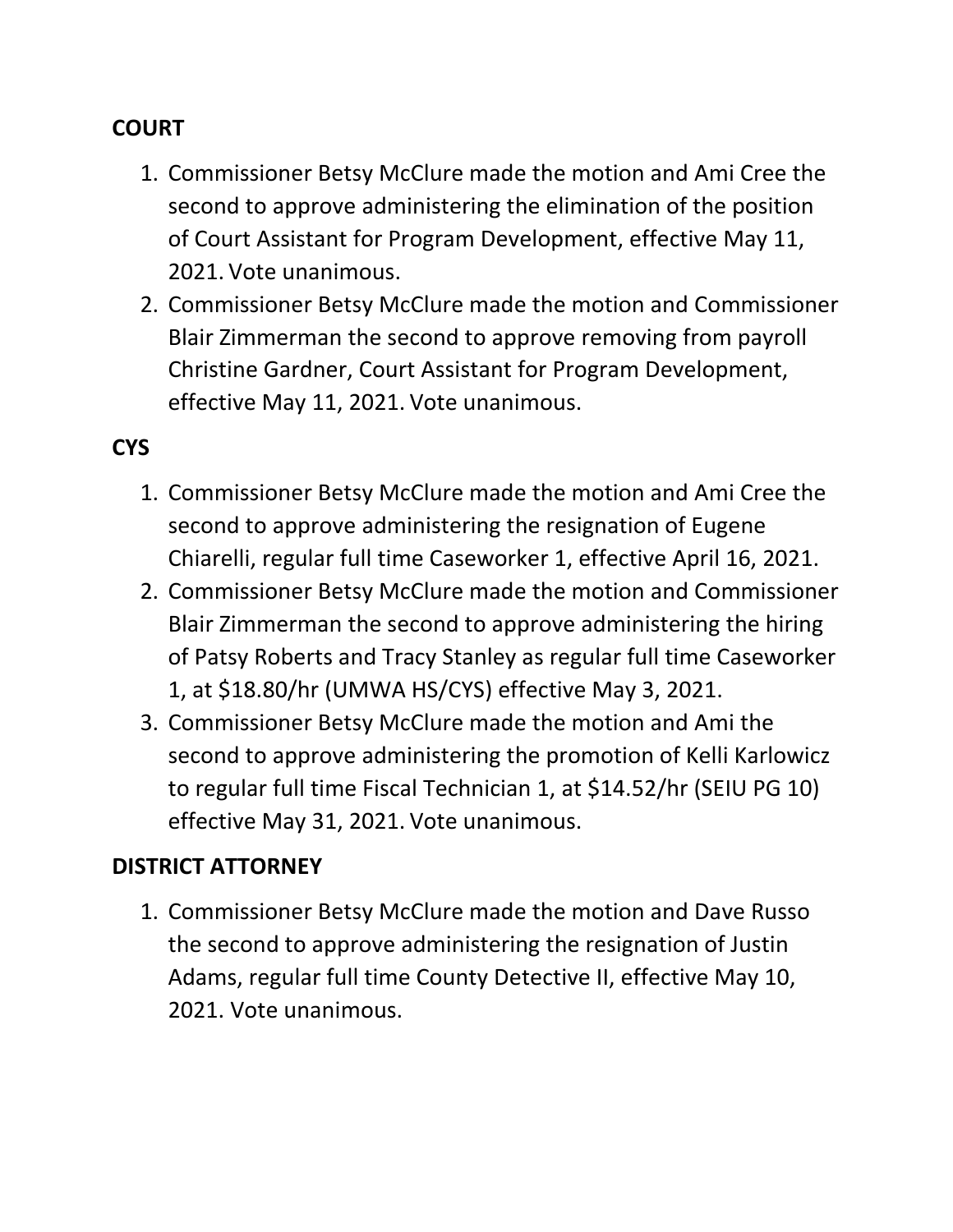**COURT**

1. Commissioner Betsy McClure made the motion and Ami Cree the second to approve administering the elimination of the position of Court Assistant for Program Development, effective May 11, 2021. Vote unanimous.
2. Commissioner Betsy McClure made the motion and Commissioner Blair Zimmerman the second to approve removing from payroll Christine Gardner, Court Assistant for Program Development, effective May 11, 2021. Vote unanimous.

**CYS**

1. Commissioner Betsy McClure made the motion and Ami Cree the second to approve administering the resignation of Eugene Chiarelli, regular full time Caseworker 1, effective April 16, 2021.
2. Commissioner Betsy McClure made the motion and Commissioner Blair Zimmerman the second to approve administering the hiring of Patsy Roberts and Tracy Stanley as regular full time Caseworker 1, at $18.80/hr (UMWA HS/CYS) effective May 3, 2021.
3. Commissioner Betsy McClure made the motion and Ami the second to approve administering the promotion of Kelli Karlowicz to regular full time Fiscal Technician 1, at $14.52/hr (SEIU PG 10) effective May 31, 2021. Vote unanimous.

**DISTRICT ATTORNEY**

1. Commissioner Betsy McClure made the motion and Dave Russo the second to approve administering the resignation of Justin Adams, regular full time County Detective II, effective May 10, 2021. Vote unanimous.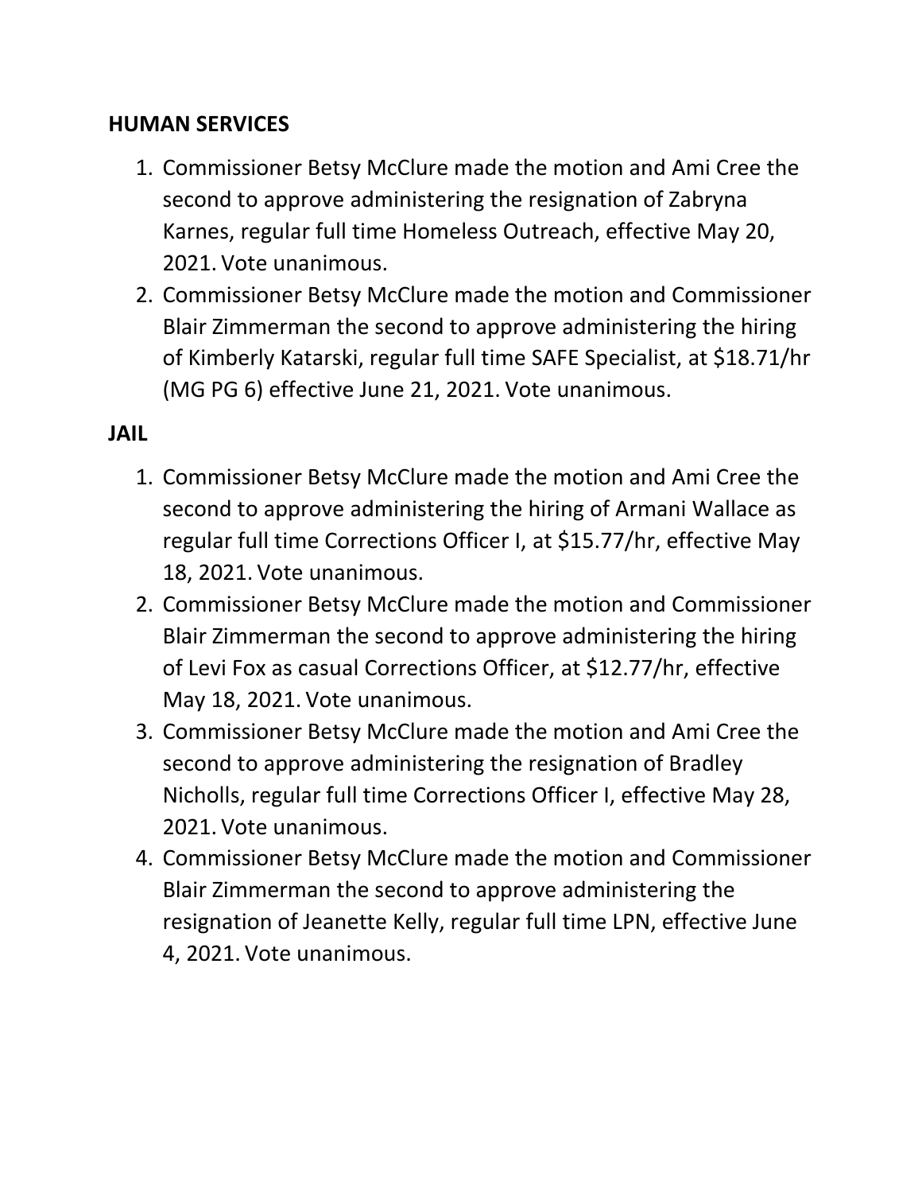**HUMAN SERVICES**

1. Commissioner Betsy McClure made the motion and Ami Cree the second to approve administering the resignation of Zabryna Karnes, regular full time Homeless Outreach, effective May 20, 2021. Vote unanimous.
2. Commissioner Betsy McClure made the motion and Commissioner Blair Zimmerman the second to approve administering the hiring of Kimberly Katarski, regular full time SAFE Specialist, at $18.71/hr (MG PG 6) effective June 21, 2021. Vote unanimous.

**JAIL**

1. Commissioner Betsy McClure made the motion and Ami Cree the second to approve administering the hiring of Armani Wallace as regular full time Corrections Officer I, at $15.77/hr, effective May 18, 2021. Vote unanimous.
2. Commissioner Betsy McClure made the motion and Commissioner Blair Zimmerman the second to approve administering the hiring of Levi Fox as casual Corrections Officer, at $12.77/hr, effective May 18, 2021. Vote unanimous.
3. Commissioner Betsy McClure made the motion and Ami Cree the second to approve administering the resignation of Bradley Nicholls, regular full time Corrections Officer I, effective May 28, 2021. Vote unanimous.
4. Commissioner Betsy McClure made the motion and Commissioner Blair Zimmerman the second to approve administering the resignation of Jeanette Kelly, regular full time LPN, effective June 4, 2021. Vote unanimous.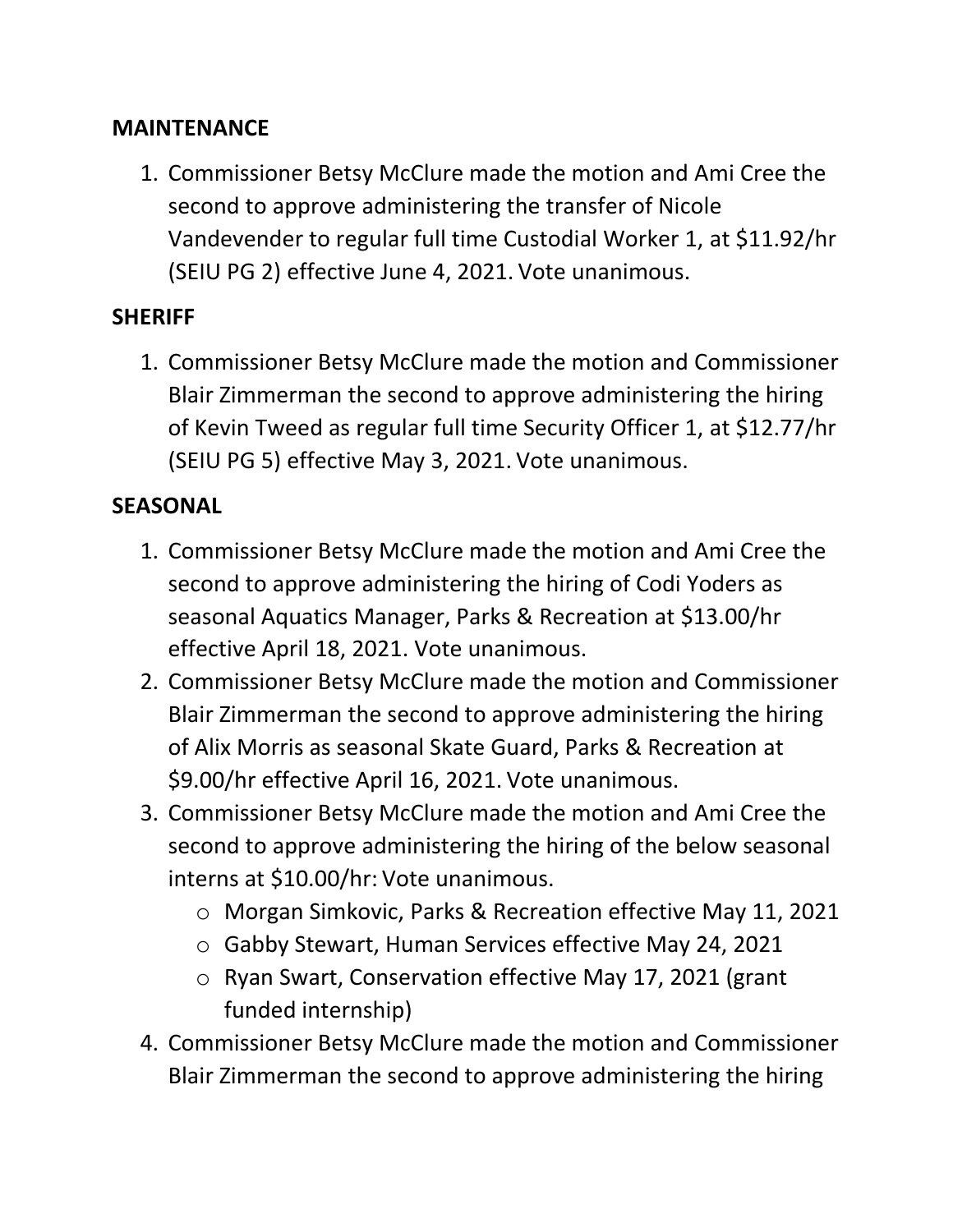**MAINTENANCE**

1. Commissioner Betsy McClure made the motion and Ami Cree the second to approve administering the transfer of Nicole Vandevender to regular full time Custodial Worker 1, at $11.92/hr (SEIU PG 2) effective June 4, 2021. Vote unanimous.

**SHERIFF**

1. Commissioner Betsy McClure made the motion and Commissioner Blair Zimmerman the second to approve administering the hiring of Kevin Tweed as regular full time Security Officer 1, at $12.77/hr (SEIU PG 5) effective May 3, 2021. Vote unanimous.

**SEASONAL**

1. Commissioner Betsy McClure made the motion and Ami Cree the second to approve administering the hiring of Codi Yoders as seasonal Aquatics Manager, Parks & Recreation at $13.00/hr effective April 18, 2021. Vote unanimous.
2. Commissioner Betsy McClure made the motion and Commissioner Blair Zimmerman the second to approve administering the hiring of Alix Morris as seasonal Skate Guard, Parks & Recreation at $9.00/hr effective April 16, 2021. Vote unanimous.
3. Commissioner Betsy McClure made the motion and Ami Cree the second to approve administering the hiring of the below seasonal interns at $10.00/hr: Vote unanimous.
    - Morgan Simkovic, Parks & Recreation effective May 11, 2021
    - Gabby Stewart, Human Services effective May 24, 2021
    - Ryan Swart, Conservation effective May 17, 2021 (grant funded internship)
4. Commissioner Betsy McClure made the motion and Commissioner Blair Zimmerman the second to approve administering the hiring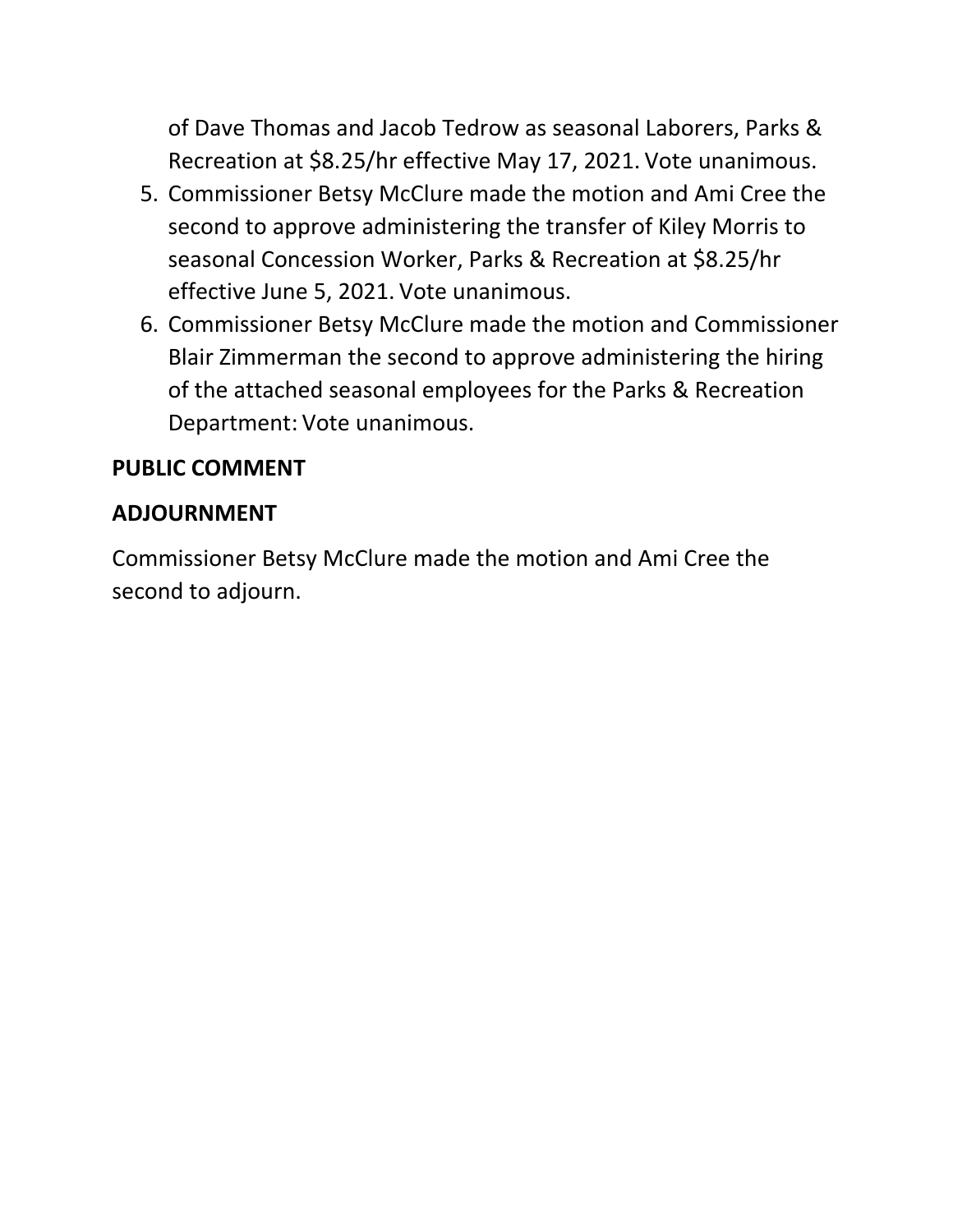of Dave Thomas and Jacob Tedrow as seasonal Laborers, Parks & Recreation at $8.25/hr effective May 17, 2021. Vote unanimous.

5. Commissioner Betsy McClure made the motion and Ami Cree the second to approve administering the transfer of Kiley Morris to seasonal Concession Worker, Parks & Recreation at $8.25/hr effective June 5, 2021. Vote unanimous.
6. Commissioner Betsy McClure made the motion and Commissioner Blair Zimmerman the second to approve administering the hiring of the attached seasonal employees for the Parks & Recreation Department: Vote unanimous.

**PUBLIC COMMENT**

**ADJOURNMENT**

Commissioner Betsy McClure made the motion and Ami Cree the second to adjourn.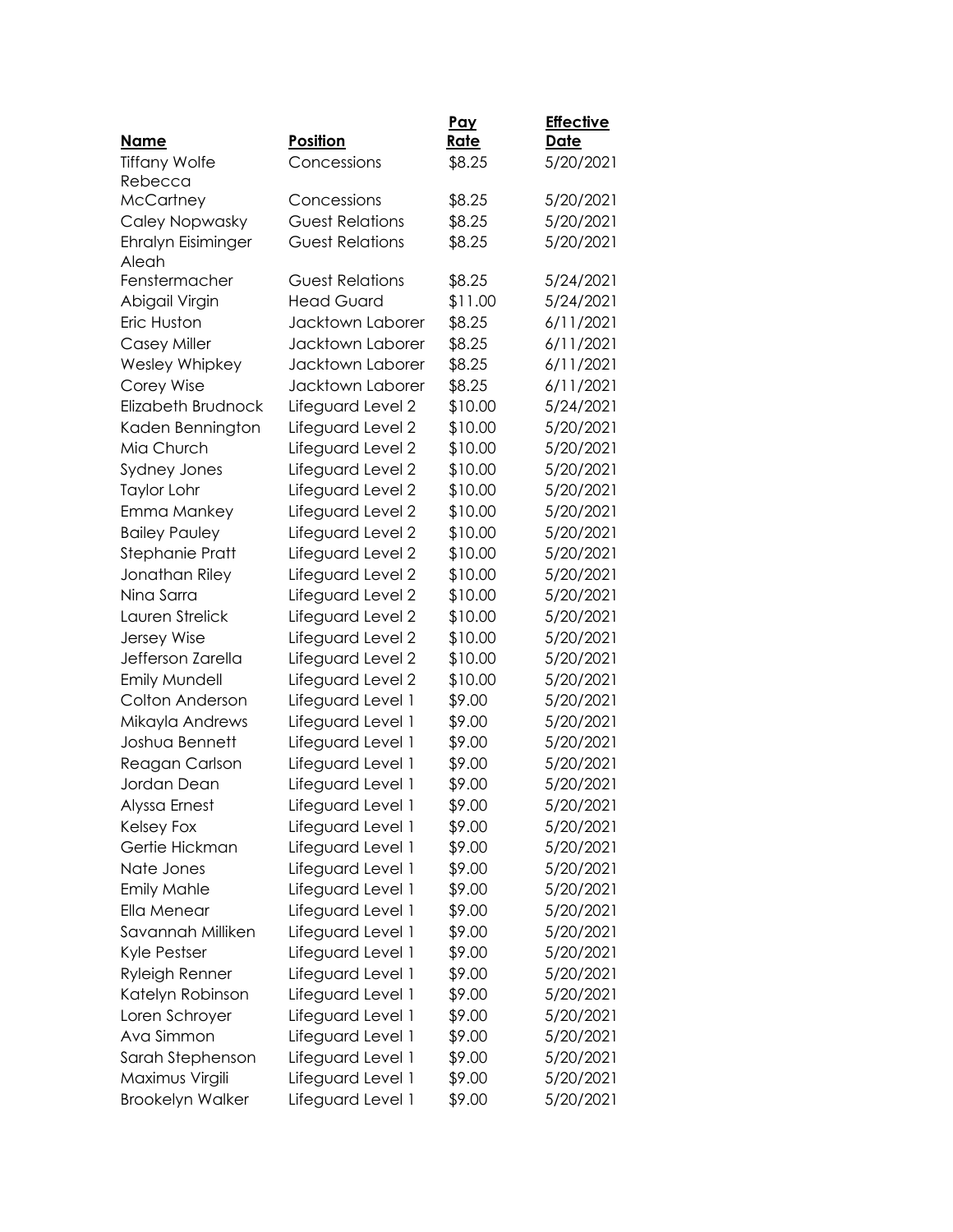| Name | Position | Pay Rate | Effective Date |
| --- | --- | --- | --- |
| Tiffany Wolfe | Concessions | $8.25 | 5/20/2021 |
| Rebecca McCartney | Concessions | $8.25 | 5/20/2021 |
| Caley Nopwasky | Guest Relations | $8.25 | 5/20/2021 |
| Ehralyn Eisiminger | Guest Relations | $8.25 | 5/20/2021 |
| Aleah Fenstermacher | Guest Relations | $8.25 | 5/24/2021 |
| Abigail Virgin | Head Guard | $11.00 | 5/24/2021 |
| Eric Huston | Jacktown Laborer | $8.25 | 6/11/2021 |
| Casey Miller | Jacktown Laborer | $8.25 | 6/11/2021 |
| Wesley Whipkey | Jacktown Laborer | $8.25 | 6/11/2021 |
| Corey Wise | Jacktown Laborer | $8.25 | 6/11/2021 |
| Elizabeth Brudnock | Lifeguard Level 2 | $10.00 | 5/24/2021 |
| Kaden Bennington | Lifeguard Level 2 | $10.00 | 5/20/2021 |
| Mia Church | Lifeguard Level 2 | $10.00 | 5/20/2021 |
| Sydney Jones | Lifeguard Level 2 | $10.00 | 5/20/2021 |
| Taylor Lohr | Lifeguard Level 2 | $10.00 | 5/20/2021 |
| Emma Mankey | Lifeguard Level 2 | $10.00 | 5/20/2021 |
| Bailey Pauley | Lifeguard Level 2 | $10.00 | 5/20/2021 |
| Stephanie Pratt | Lifeguard Level 2 | $10.00 | 5/20/2021 |
| Jonathan Riley | Lifeguard Level 2 | $10.00 | 5/20/2021 |
| Nina Sarra | Lifeguard Level 2 | $10.00 | 5/20/2021 |
| Lauren Strelick | Lifeguard Level 2 | $10.00 | 5/20/2021 |
| Jersey Wise | Lifeguard Level 2 | $10.00 | 5/20/2021 |
| Jefferson Zarella | Lifeguard Level 2 | $10.00 | 5/20/2021 |
| Emily Mundell | Lifeguard Level 2 | $10.00 | 5/20/2021 |
| Colton Anderson | Lifeguard Level 1 | $9.00 | 5/20/2021 |
| Mikayla Andrews | Lifeguard Level 1 | $9.00 | 5/20/2021 |
| Joshua Bennett | Lifeguard Level 1 | $9.00 | 5/20/2021 |
| Reagan Carlson | Lifeguard Level 1 | $9.00 | 5/20/2021 |
| Jordan Dean | Lifeguard Level 1 | $9.00 | 5/20/2021 |
| Alyssa Ernest | Lifeguard Level 1 | $9.00 | 5/20/2021 |
| Kelsey Fox | Lifeguard Level 1 | $9.00 | 5/20/2021 |
| Gertie Hickman | Lifeguard Level 1 | $9.00 | 5/20/2021 |
| Nate Jones | Lifeguard Level 1 | $9.00 | 5/20/2021 |
| Emily Mahle | Lifeguard Level 1 | $9.00 | 5/20/2021 |
| Ella Menear | Lifeguard Level 1 | $9.00 | 5/20/2021 |
| Savannah Milliken | Lifeguard Level 1 | $9.00 | 5/20/2021 |
| Kyle Pestser | Lifeguard Level 1 | $9.00 | 5/20/2021 |
| Ryleigh Renner | Lifeguard Level 1 | $9.00 | 5/20/2021 |
| Katelyn Robinson | Lifeguard Level 1 | $9.00 | 5/20/2021 |
| Loren Schroyer | Lifeguard Level 1 | $9.00 | 5/20/2021 |
| Ava Simmon | Lifeguard Level 1 | $9.00 | 5/20/2021 |
| Sarah Stephenson | Lifeguard Level 1 | $9.00 | 5/20/2021 |
| Maximus Virgili | Lifeguard Level 1 | $9.00 | 5/20/2021 |
| Brookelyn Walker | Lifeguard Level 1 | $9.00 | 5/20/2021 |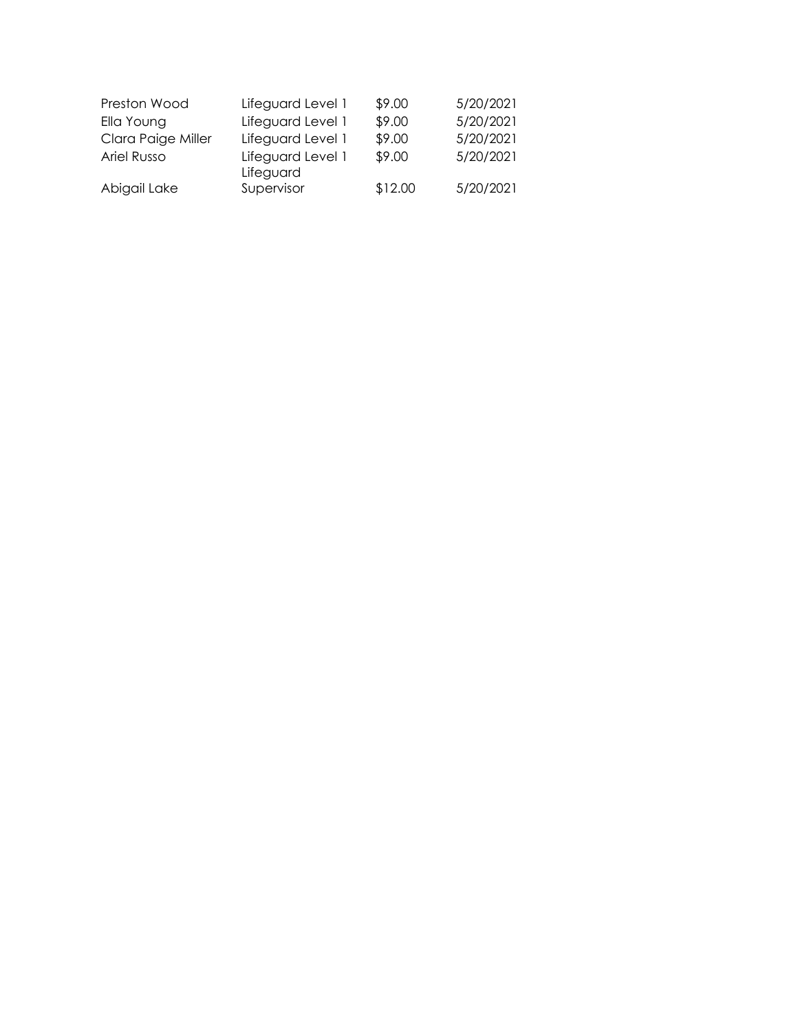| | | | |
|---|---|---|---|
| Preston Wood | Lifeguard Level 1 | $9.00 | 5/20/2021 |
| Ella Young | Lifeguard Level 1 | $9.00 | 5/20/2021 |
| Clara Paige Miller | Lifeguard Level 1 | $9.00 | 5/20/2021 |
| Ariel Russo | Lifeguard Level 1 | $9.00 | 5/20/2021 |
| Abigail Lake | Lifeguard Supervisor | $12.00 | 5/20/2021 |